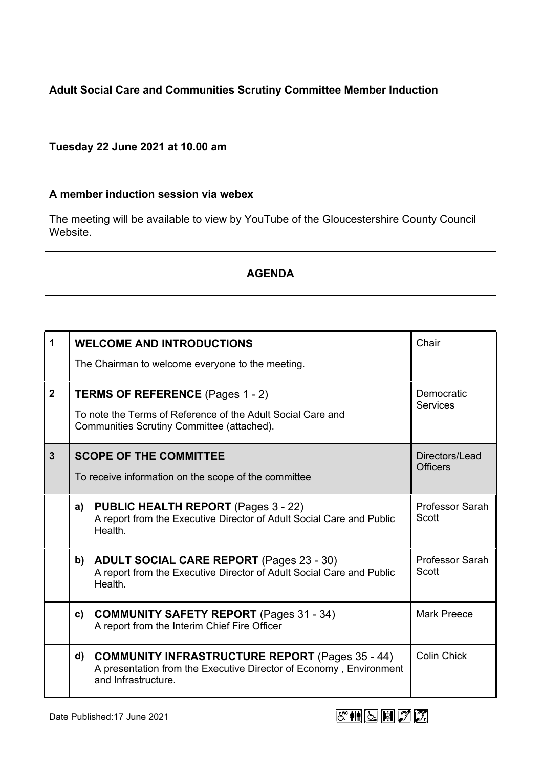**Adult Social Care and Communities Scrutiny Committee Member Induction**

**Tuesday 22 June 2021 at 10.00 am**

**A member induction session via webex**

The meeting will be available to view by YouTube of the Gloucestershire County Council Website.

**AGENDA**

| | | |
|---|---|---|
| **1** | **WELCOME AND INTRODUCTIONS**<br>The Chairman to welcome everyone to the meeting. | Chair |
| **2** | **TERMS OF REFERENCE** (Pages 1 - 2)<br>To note the Terms of Reference of the Adult Social Care and Communities Scrutiny Committee (attached). | Democratic Services |
| **3** | **SCOPE OF THE COMMITTEE**<br>To receive information on the scope of the committee | Directors/Lead Officers |
| | **a) PUBLIC HEALTH REPORT** (Pages 3 - 22)<br>A report from the Executive Director of Adult Social Care and Public Health. | Professor Sarah Scott |
| | **b) ADULT SOCIAL CARE REPORT** (Pages 23 - 30)<br>A report from the Executive Director of Adult Social Care and Public Health. | Professor Sarah Scott |
| | **c) COMMUNITY SAFETY REPORT** (Pages 31 - 34)<br>A report from the Interim Chief Fire Officer | Mark Preece |
| | **d) COMMUNITY INFRASTRUCTURE REPORT** (Pages 35 - 44)<br>A presentation from the Executive Director of Economy , Environment and Infrastructure. | Colin Chick |

Date Published:17 June 2021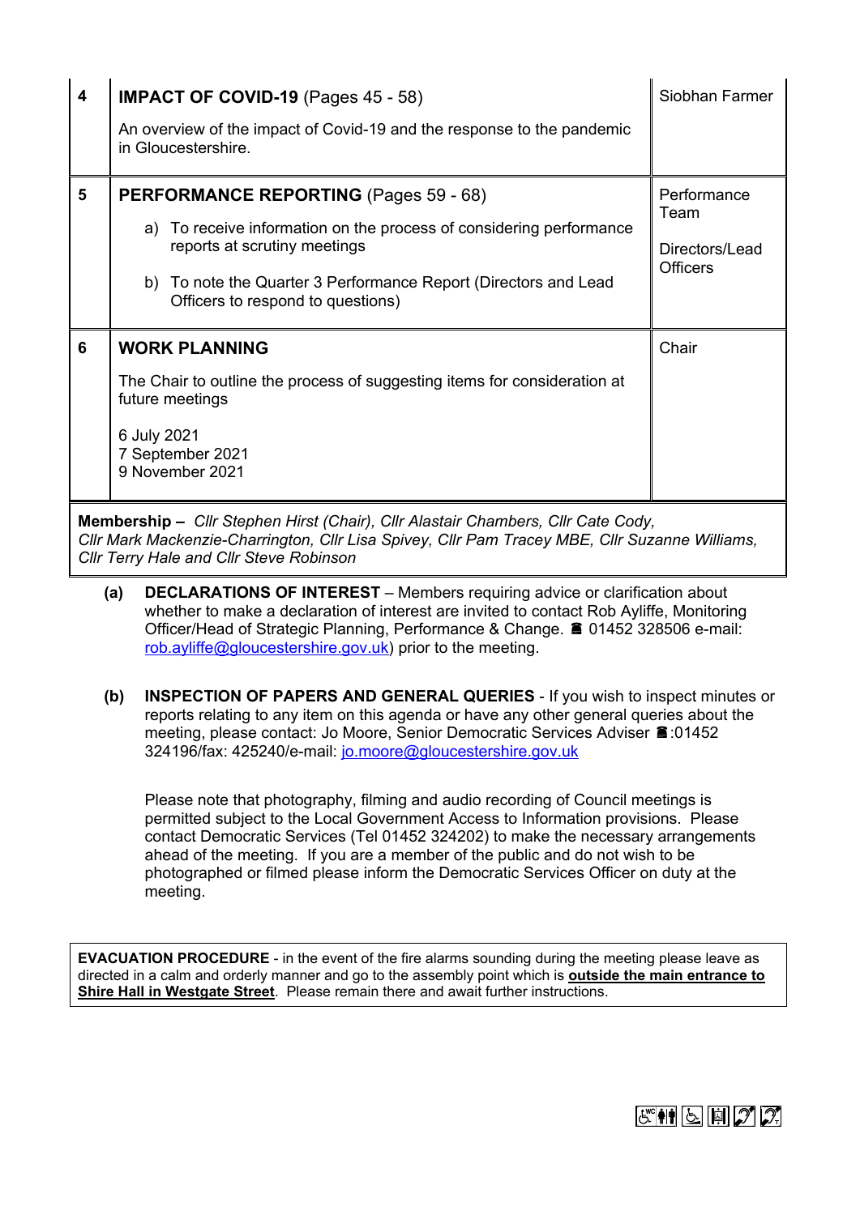| | | |
|---|---|---|
| 4 | **IMPACT OF COVID-19** (Pages 45 - 58)<br><br>An overview of the impact of Covid-19 and the response to the pandemic in Gloucestershire. | Siobhan Farmer |
| 5 | **PERFORMANCE REPORTING** (Pages 59 - 68)<br><br>a) To receive information on the process of considering performance reports at scrutiny meetings<br><br>b) To note the Quarter 3 Performance Report (Directors and Lead Officers to respond to questions) | Performance Team<br><br>Directors/Lead Officers |
| 6 | **WORK PLANNING**<br><br>The Chair to outline the process of suggesting items for consideration at future meetings<br><br>6 July 2021<br>7 September 2021<br>9 November 2021 | Chair |

**Membership –** *Cllr Stephen Hirst (Chair), Cllr Alastair Chambers, Cllr Cate Cody, Cllr Mark Mackenzie-Charrington, Cllr Lisa Spivey, Cllr Pam Tracey MBE, Cllr Suzanne Williams, Cllr Terry Hale and Cllr Steve Robinson*

**(a) DECLARATIONS OF INTEREST** – Members requiring advice or clarification about whether to make a declaration of interest are invited to contact Rob Ayliffe, Monitoring Officer/Head of Strategic Planning, Performance & Change. ☎ 01452 328506 e-mail: rob.ayliffe@gloucestershire.gov.uk) prior to the meeting.

**(b) INSPECTION OF PAPERS AND GENERAL QUERIES** - If you wish to inspect minutes or reports relating to any item on this agenda or have any other general queries about the meeting, please contact: Jo Moore, Senior Democratic Services Adviser ☎:01452 324196/fax: 425240/e-mail: jo.moore@gloucestershire.gov.uk

Please note that photography, filming and audio recording of Council meetings is permitted subject to the Local Government Access to Information provisions. Please contact Democratic Services (Tel 01452 324202) to make the necessary arrangements ahead of the meeting. If you are a member of the public and do not wish to be photographed or filmed please inform the Democratic Services Officer on duty at the meeting.

**EVACUATION PROCEDURE** - in the event of the fire alarms sounding during the meeting please leave as directed in a calm and orderly manner and go to the assembly point which is **outside the main entrance to Shire Hall in Westgate Street**. Please remain there and await further instructions.